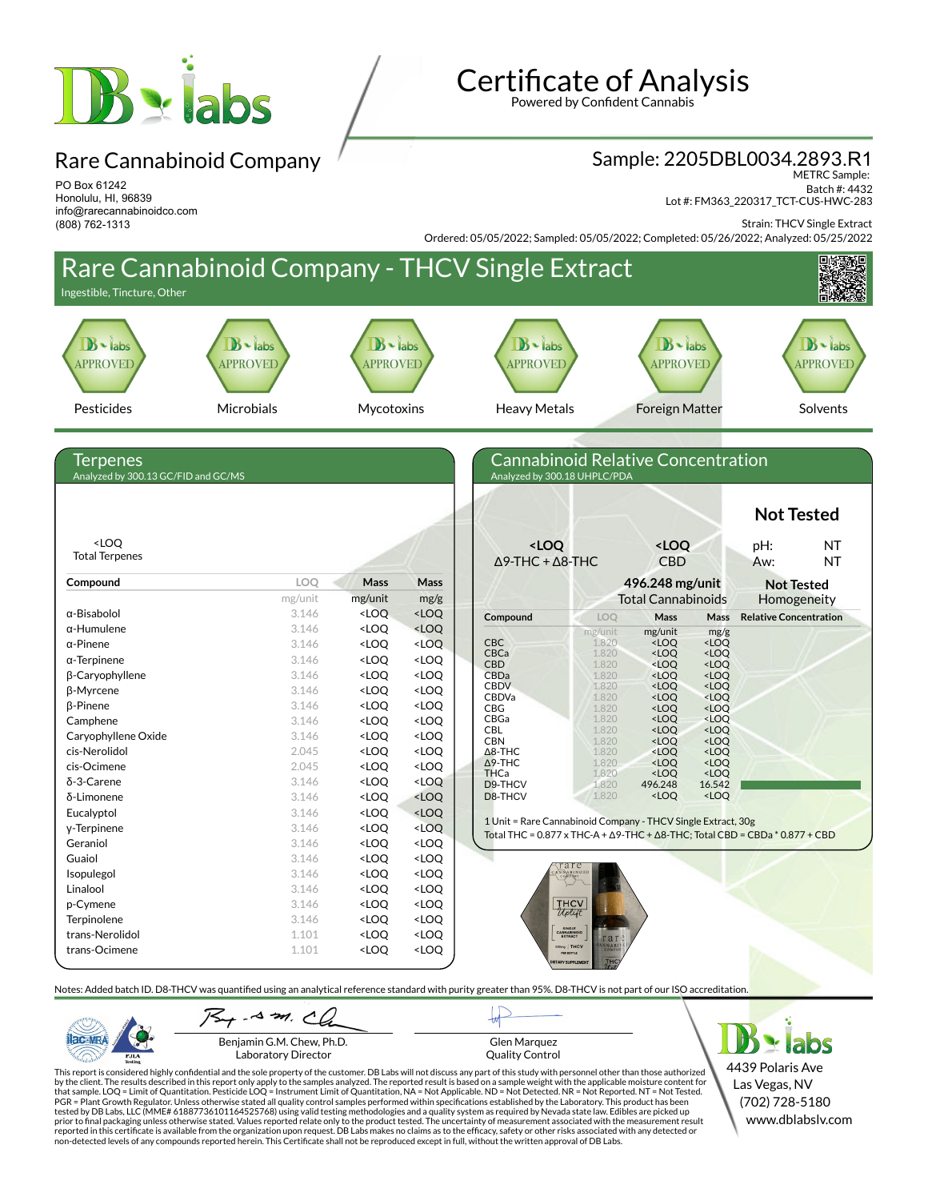# Certificate of Analysis

Powered by Confident Cannabis

## Rare Cannabinoid Company

PO Box 61242
Honolulu, HI, 96839
info@rarecannabinoidco.com
(808) 762-1313

## Sample: 2205DBL0034.2893.R1

METRC Sample:
Batch #: 4432
Lot #: FM363_220317_TCT-CUS-HWC-283

Strain: THCV Single Extract

Ordered: 05/05/2022; Sampled: 05/05/2022; Completed: 05/26/2022; Analyzed: 05/25/2022

# Rare Cannabinoid Company - THCV Single Extract

Ingestible, Tincture, Other

| Pesticides | Microbials | Mycotoxins | Heavy Metals | Foreign Matter | Solvents |
|---|---|---|---|---|---|
| APPROVED | APPROVED | APPROVED | APPROVED | APPROVED | APPROVED |

## Terpenes

Analyzed by 300.13 GC/FID and GC/MS

<LOQ
Total Terpenes

| Compound | LOQ | Mass | Mass |
|---|---|---|---|
| | mg/unit | mg/unit | mg/g |
| α-Bisabolol | 3.146 | <LOQ | <LOQ |
| α-Humulene | 3.146 | <LOQ | <LOQ |
| α-Pinene | 3.146 | <LOQ | <LOQ |
| α-Terpinene | 3.146 | <LOQ | <LOQ |
| β-Caryophyllene | 3.146 | <LOQ | <LOQ |
| β-Myrcene | 3.146 | <LOQ | <LOQ |
| β-Pinene | 3.146 | <LOQ | <LOQ |
| Camphene | 3.146 | <LOQ | <LOQ |
| Caryophyllene Oxide | 3.146 | <LOQ | <LOQ |
| cis-Nerolidol | 2.045 | <LOQ | <LOQ |
| cis-Ocimene | 2.045 | <LOQ | <LOQ |
| δ-3-Carene | 3.146 | <LOQ | <LOQ |
| δ-Limonene | 3.146 | <LOQ | <LOQ |
| Eucalyptol | 3.146 | <LOQ | <LOQ |
| γ-Terpinene | 3.146 | <LOQ | <LOQ |
| Geraniol | 3.146 | <LOQ | <LOQ |
| Guaiol | 3.146 | <LOQ | <LOQ |
| Isopulegol | 3.146 | <LOQ | <LOQ |
| Linalool | 3.146 | <LOQ | <LOQ |
| p-Cymene | 3.146 | <LOQ | <LOQ |
| Terpinolene | 3.146 | <LOQ | <LOQ |
| trans-Nerolidol | 1.101 | <LOQ | <LOQ |
| trans-Ocimene | 1.101 | <LOQ | <LOQ |

## Cannabinoid Relative Concentration

Analyzed by 300.18 UHPLC/PDA

**<LOQ** Δ9-THC + Δ8-THC

**<LOQ** CBD

**496.248 mg/unit** Total Cannabinoids

**Not Tested**
pH: NT
Aw: NT

**Not Tested** Homogeneity

| Compound | LOQ | Mass | Mass | Relative Concentration |
|---|---|---|---|---|
| | mg/unit | mg/unit | mg/g | |
| CBC | 1.820 | <LOQ | <LOQ | |
| CBCa | 1.820 | <LOQ | <LOQ | |
| CBD | 1.820 | <LOQ | <LOQ | |
| CBDa | 1.820 | <LOQ | <LOQ | |
| CBDV | 1.820 | <LOQ | <LOQ | |
| CBDVa | 1.820 | <LOQ | <LOQ | |
| CBG | 1.820 | <LOQ | <LOQ | |
| CBGa | 1.820 | <LOQ | <LOQ | |
| CBL | 1.820 | <LOQ | <LOQ | |
| CBN | 1.820 | <LOQ | <LOQ | |
| Δ8-THC | 1.820 | <LOQ | <LOQ | |
| Δ9-THC | 1.820 | <LOQ | <LOQ | |
| THCa | 1.820 | <LOQ | <LOQ | |
| D9-THCV | 1.820 | 496.248 | 16.542 | |
| D8-THCV | 1.820 | <LOQ | <LOQ | |

1 Unit = Rare Cannabinoid Company - THCV Single Extract, 30g
Total THC = 0.877 x THC-A + Δ9-THC + Δ8-THC; Total CBD = CBDa * 0.877 + CBD

Notes: Added batch ID. D8-THCV was quantified using an analytical reference standard with purity greater than 95%. D8-THCV is not part of our ISO accreditation.

Benjamin G.M. Chew, Ph.D.
Laboratory Director

Glen Marquez
Quality Control

DB Labs
4439 Polaris Ave
Las Vegas, NV
(702) 728-5180
www.dblabslv.com

This report is considered highly confidential and the sole property of the customer. DB Labs will not discuss any part of this study with personnel other than those authorized by the client. The results described in this report only apply to the samples analyzed. The reported result is based on a sample weight with the applicable moisture content for that sample. LOQ = Limit of Quantitation. Pesticide LOQ = Instrument Limit of Quantitation, NA = Not Applicable. ND = Not Detected. NR = Not Reported. NT = Not Tested. PGR = Plant Growth Regulator. Unless otherwise stated all quality control samples performed within specifications established by the Laboratory. This product has been tested by DB Labs, LLC (MME# 61887736101164525768) using valid testing methodologies and a quality system as required by Nevada state law. Edibles are picked up prior to final packaging unless otherwise stated. Values reported relate only to the product tested. The uncertainty of measurement associated with the measurement result reported in this certificate is available from the organization upon request. DB Labs makes no claims as to the efficacy, safety or other risks associated with any detected or non-detected levels of any compounds reported herein. This Certificate shall not be reproduced except in full, without the written approval of DB Labs.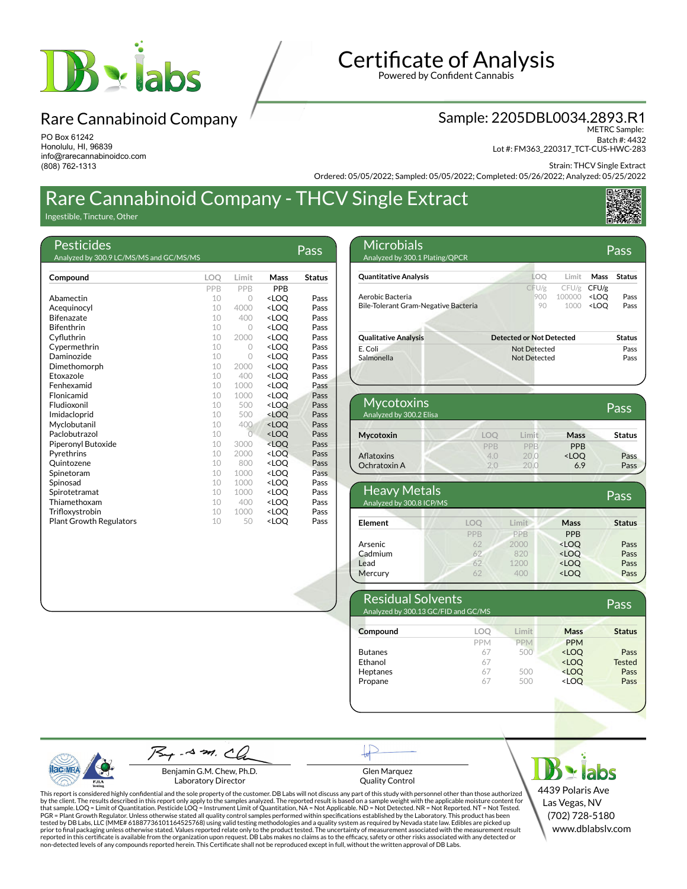# Certificate of Analysis

Powered by Confident Cannabis

## Rare Cannabinoid Company

PO Box 61242
Honolulu, HI, 96839
info@rarecannabinoidco.com
(808) 762-1313

## Sample: 2205DBL0034.2893.R1

METRC Sample:
Batch #: 4432
Lot #: FM363_220317_TCT-CUS-HWC-283

Strain: THCV Single Extract

Ordered: 05/05/2022; Sampled: 05/05/2022; Completed: 05/26/2022; Analyzed: 05/25/2022

# Rare Cannabinoid Company - THCV Single Extract

Ingestible, Tincture, Other

## Pesticides — Pass

Analyzed by 300.9 LC/MS/MS and GC/MS/MS

| Compound | LOQ | Limit | Mass | Status |
|---|---|---|---|---|
| | PPB | PPB | PPB | |
| Abamectin | 10 | 0 | <LOQ | Pass |
| Acequinocyl | 10 | 4000 | <LOQ | Pass |
| Bifenazate | 10 | 400 | <LOQ | Pass |
| Bifenthrin | 10 | 0 | <LOQ | Pass |
| Cyfluthrin | 10 | 2000 | <LOQ | Pass |
| Cypermethrin | 10 | 0 | <LOQ | Pass |
| Daminozide | 10 | 0 | <LOQ | Pass |
| Dimethomorph | 10 | 2000 | <LOQ | Pass |
| Etoxazole | 10 | 400 | <LOQ | Pass |
| Fenhexamid | 10 | 1000 | <LOQ | Pass |
| Flonicamid | 10 | 1000 | <LOQ | Pass |
| Fludioxonil | 10 | 500 | <LOQ | Pass |
| Imidacloprid | 10 | 500 | <LOQ | Pass |
| Myclobutanil | 10 | 400 | <LOQ | Pass |
| Paclobutrazol | 10 | 0 | <LOQ | Pass |
| Piperonyl Butoxide | 10 | 3000 | <LOQ | Pass |
| Pyrethrins | 10 | 2000 | <LOQ | Pass |
| Quintozene | 10 | 800 | <LOQ | Pass |
| Spinetoram | 10 | 1000 | <LOQ | Pass |
| Spinosad | 10 | 1000 | <LOQ | Pass |
| Spirotetramat | 10 | 1000 | <LOQ | Pass |
| Thiamethoxam | 10 | 400 | <LOQ | Pass |
| Trifloxystrobin | 10 | 1000 | <LOQ | Pass |
| Plant Growth Regulators | 10 | 50 | <LOQ | Pass |

## Microbials — Pass

Analyzed by 300.1 Plating/QPCR

| Quantitative Analysis | LOQ | Limit | Mass | Status |
|---|---|---|---|---|
| | CFU/g | CFU/g | CFU/g | |
| Aerobic Bacteria | 900 | 100000 | <LOQ | Pass |
| Bile-Tolerant Gram-Negative Bacteria | 90 | 1000 | <LOQ | Pass |

| Qualitative Analysis | Detected or Not Detected | Status |
|---|---|---|
| E. Coli | Not Detected | Pass |
| Salmonella | Not Detected | Pass |

## Mycotoxins — Pass

Analyzed by 300.2 Elisa

| Mycotoxin | LOQ | Limit | Mass | Status |
|---|---|---|---|---|
| | PPB | PPB | PPB | |
| Aflatoxins | 4.0 | 20.0 | <LOQ | Pass |
| Ochratoxin A | 2.0 | 20.0 | 6.9 | Pass |

## Heavy Metals — Pass

Analyzed by 300.8 ICP/MS

| Element | LOQ | Limit | Mass | Status |
|---|---|---|---|---|
| | PPB | PPB | PPB | |
| Arsenic | 62 | 2000 | <LOQ | Pass |
| Cadmium | 62 | 820 | <LOQ | Pass |
| Lead | 62 | 1200 | <LOQ | Pass |
| Mercury | 62 | 400 | <LOQ | Pass |

## Residual Solvents — Pass

Analyzed by 300.13 GC/FID and GC/MS

| Compound | LOQ | Limit | Mass | Status |
|---|---|---|---|---|
| | PPM | PPM | PPM | |
| Butanes | 67 | 500 | <LOQ | Pass |
| Ethanol | 67 | | <LOQ | Tested |
| Heptanes | 67 | 500 | <LOQ | Pass |
| Propane | 67 | 500 | <LOQ | Pass |

Benjamin G.M. Chew, Ph.D.
Laboratory Director

Glen Marquez
Quality Control

4439 Polaris Ave
Las Vegas, NV
(702) 728-5180
www.dblabslv.com

This report is considered highly confidential and the sole property of the customer. DB Labs will not discuss any part of this study with personnel other than those authorized by the client. The results described in this report only apply to the samples analyzed. The reported result is based on a sample weight with the applicable moisture content for that sample. LOQ = Limit of Quantitation. Pesticide LOQ = Instrument Limit of Quantitation, NA = Not Applicable. ND = Not Detected. NR = Not Reported. NT = Not Tested. PGR = Plant Growth Regulator. Unless otherwise stated all quality control samples performed within specifications established by the Laboratory. This product has been tested by DB Labs, LLC (MME# 61887736101164525768) using valid testing methodologies and a quality system as required by Nevada state law. Edibles are picked up prior to final packaging unless otherwise stated. Values reported relate only to the product tested. The uncertainty of measurement associated with the measurement result reported in this certificate is available from the organization upon request. DB Labs makes no claims as to the efficacy, safety or other risks associated with any detected or non-detected levels of any compounds reported herein. This Certificate shall not be reproduced except in full, without the written approval of DB Labs.